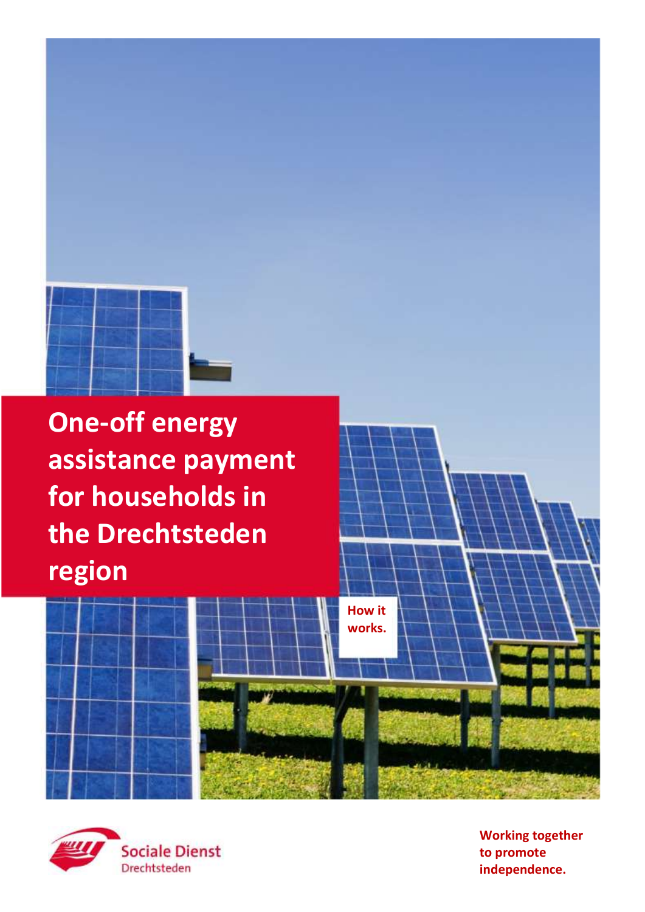# One-off energy assistance payment for households in the Drechtsteden region

How it works.

Sociale Dienst Drechtsteden

**Working together to promote independence.**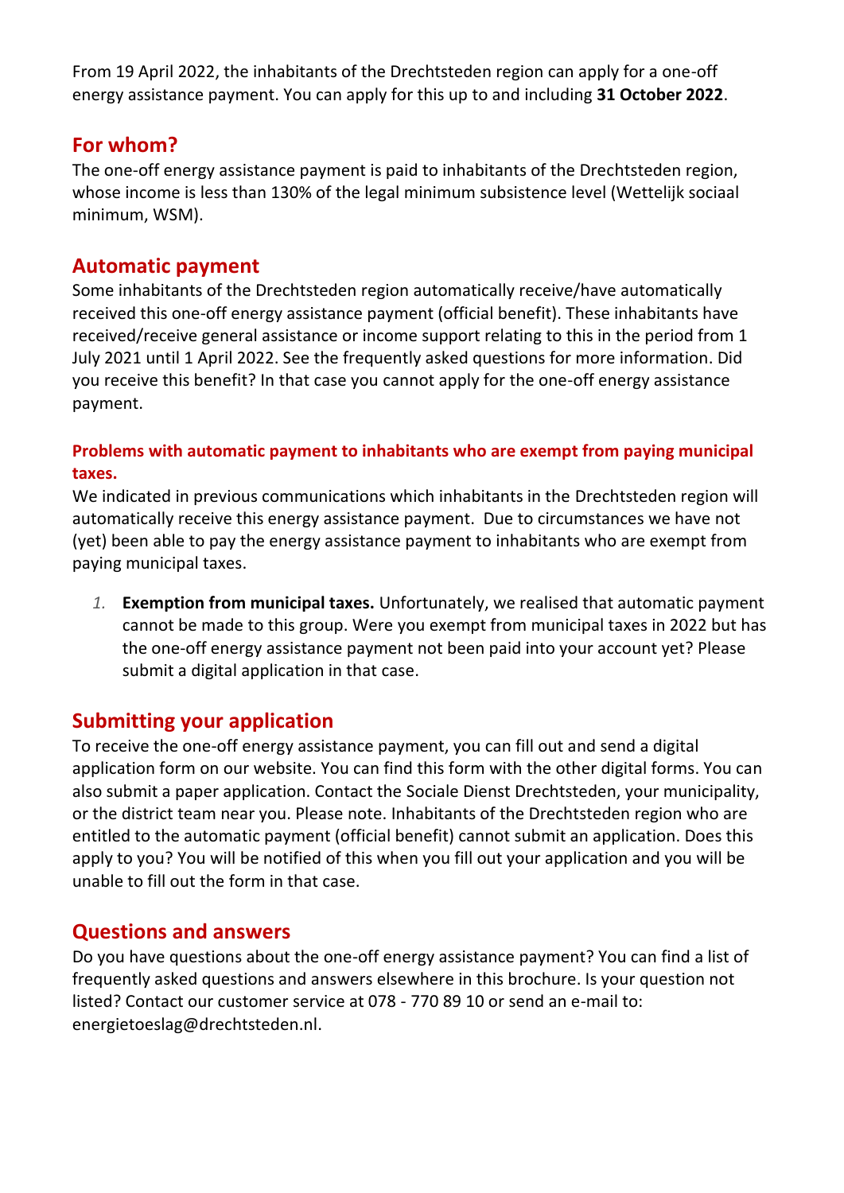From 19 April 2022, the inhabitants of the Drechtsteden region can apply for a one-off energy assistance payment. You can apply for this up to and including **31 October 2022**.

## For whom?

The one-off energy assistance payment is paid to inhabitants of the Drechtsteden region, whose income is less than 130% of the legal minimum subsistence level (Wettelijk sociaal minimum, WSM).

## Automatic payment

Some inhabitants of the Drechtsteden region automatically receive/have automatically received this one-off energy assistance payment (official benefit). These inhabitants have received/receive general assistance or income support relating to this in the period from 1 July 2021 until 1 April 2022. See the frequently asked questions for more information. Did you receive this benefit? In that case you cannot apply for the one-off energy assistance payment.

### Problems with automatic payment to inhabitants who are exempt from paying municipal taxes.

We indicated in previous communications which inhabitants in the Drechtsteden region will automatically receive this energy assistance payment. Due to circumstances we have not (yet) been able to pay the energy assistance payment to inhabitants who are exempt from paying municipal taxes.

1. **Exemption from municipal taxes.** Unfortunately, we realised that automatic payment cannot be made to this group. Were you exempt from municipal taxes in 2022 but has the one-off energy assistance payment not been paid into your account yet? Please submit a digital application in that case.

## Submitting your application

To receive the one-off energy assistance payment, you can fill out and send a digital application form on our website. You can find this form with the other digital forms. You can also submit a paper application. Contact the Sociale Dienst Drechtsteden, your municipality, or the district team near you. Please note. Inhabitants of the Drechtsteden region who are entitled to the automatic payment (official benefit) cannot submit an application. Does this apply to you? You will be notified of this when you fill out your application and you will be unable to fill out the form in that case.

## Questions and answers

Do you have questions about the one-off energy assistance payment? You can find a list of frequently asked questions and answers elsewhere in this brochure. Is your question not listed? Contact our customer service at 078 - 770 89 10 or send an e-mail to: energietoeslag@drechtsteden.nl.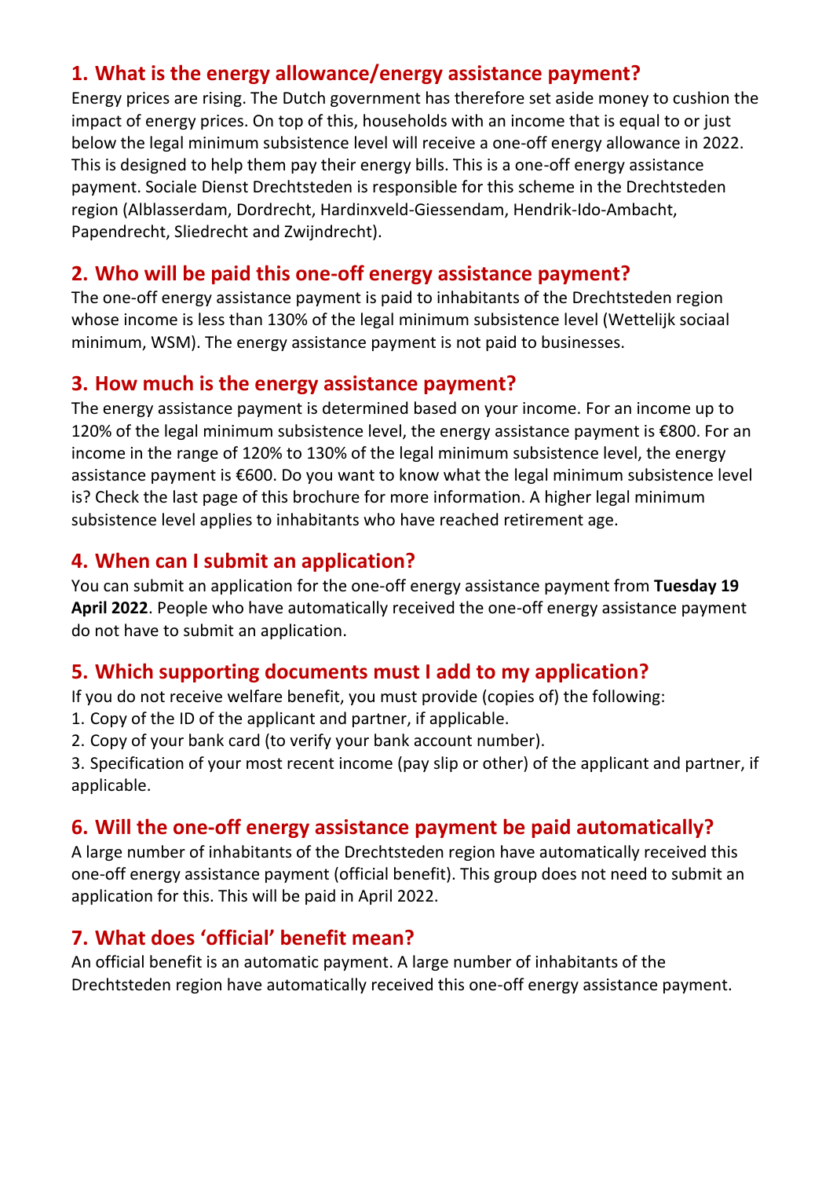## 1. What is the energy allowance/energy assistance payment?

Energy prices are rising. The Dutch government has therefore set aside money to cushion the impact of energy prices. On top of this, households with an income that is equal to or just below the legal minimum subsistence level will receive a one-off energy allowance in 2022. This is designed to help them pay their energy bills. This is a one-off energy assistance payment. Sociale Dienst Drechtsteden is responsible for this scheme in the Drechtsteden region (Alblasserdam, Dordrecht, Hardinxveld-Giessendam, Hendrik-Ido-Ambacht, Papendrecht, Sliedrecht and Zwijndrecht).

## 2. Who will be paid this one-off energy assistance payment?

The one-off energy assistance payment is paid to inhabitants of the Drechtsteden region whose income is less than 130% of the legal minimum subsistence level (Wettelijk sociaal minimum, WSM). The energy assistance payment is not paid to businesses.

## 3. How much is the energy assistance payment?

The energy assistance payment is determined based on your income. For an income up to 120% of the legal minimum subsistence level, the energy assistance payment is €800. For an income in the range of 120% to 130% of the legal minimum subsistence level, the energy assistance payment is €600. Do you want to know what the legal minimum subsistence level is? Check the last page of this brochure for more information. A higher legal minimum subsistence level applies to inhabitants who have reached retirement age.

## 4. When can I submit an application?

You can submit an application for the one-off energy assistance payment from **Tuesday 19 April 2022**. People who have automatically received the one-off energy assistance payment do not have to submit an application.

## 5. Which supporting documents must I add to my application?

If you do not receive welfare benefit, you must provide (copies of) the following:

1. Copy of the ID of the applicant and partner, if applicable.
2. Copy of your bank card (to verify your bank account number).
3. Specification of your most recent income (pay slip or other) of the applicant and partner, if applicable.

## 6. Will the one-off energy assistance payment be paid automatically?

A large number of inhabitants of the Drechtsteden region have automatically received this one-off energy assistance payment (official benefit). This group does not need to submit an application for this. This will be paid in April 2022.

## 7. What does 'official' benefit mean?

An official benefit is an automatic payment. A large number of inhabitants of the Drechtsteden region have automatically received this one-off energy assistance payment.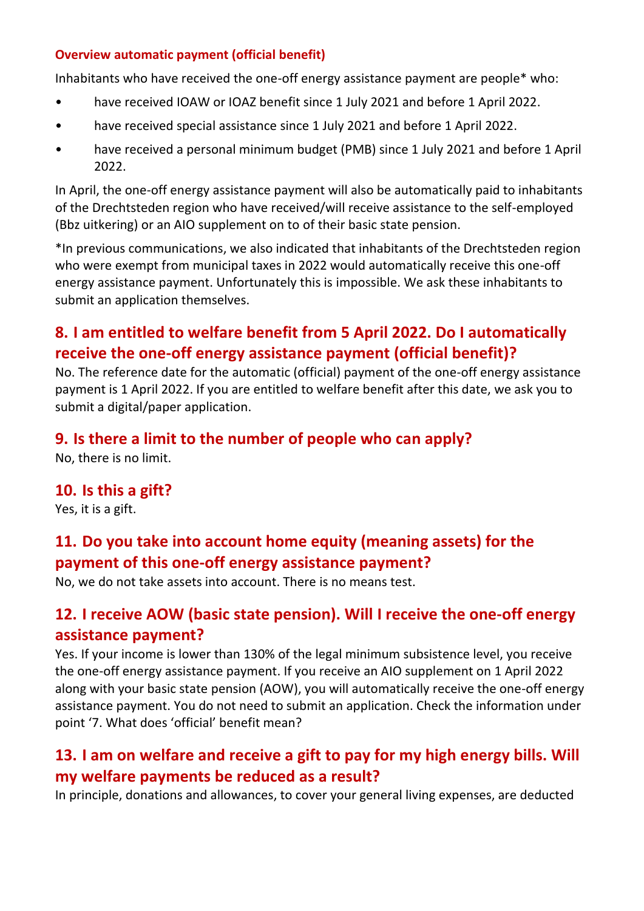**Overview automatic payment (official benefit)**

Inhabitants who have received the one-off energy assistance payment are people* who:

- have received IOAW or IOAZ benefit since 1 July 2021 and before 1 April 2022.
- have received special assistance since 1 July 2021 and before 1 April 2022.
- have received a personal minimum budget (PMB) since 1 July 2021 and before 1 April 2022.

In April, the one-off energy assistance payment will also be automatically paid to inhabitants of the Drechtsteden region who have received/will receive assistance to the self-employed (Bbz uitkering) or an AIO supplement on to of their basic state pension.

*In previous communications, we also indicated that inhabitants of the Drechtsteden region who were exempt from municipal taxes in 2022 would automatically receive this one-off energy assistance payment. Unfortunately this is impossible. We ask these inhabitants to submit an application themselves.

## 8. I am entitled to welfare benefit from 5 April 2022. Do I automatically receive the one-off energy assistance payment (official benefit)?

No. The reference date for the automatic (official) payment of the one-off energy assistance payment is 1 April 2022. If you are entitled to welfare benefit after this date, we ask you to submit a digital/paper application.

## 9. Is there a limit to the number of people who can apply?

No, there is no limit.

## 10. Is this a gift?

Yes, it is a gift.

## 11. Do you take into account home equity (meaning assets) for the payment of this one-off energy assistance payment?

No, we do not take assets into account. There is no means test.

## 12. I receive AOW (basic state pension). Will I receive the one-off energy assistance payment?

Yes. If your income is lower than 130% of the legal minimum subsistence level, you receive the one-off energy assistance payment. If you receive an AIO supplement on 1 April 2022 along with your basic state pension (AOW), you will automatically receive the one-off energy assistance payment. You do not need to submit an application. Check the information under point '7. What does 'official' benefit mean?

## 13. I am on welfare and receive a gift to pay for my high energy bills. Will my welfare payments be reduced as a result?

In principle, donations and allowances, to cover your general living expenses, are deducted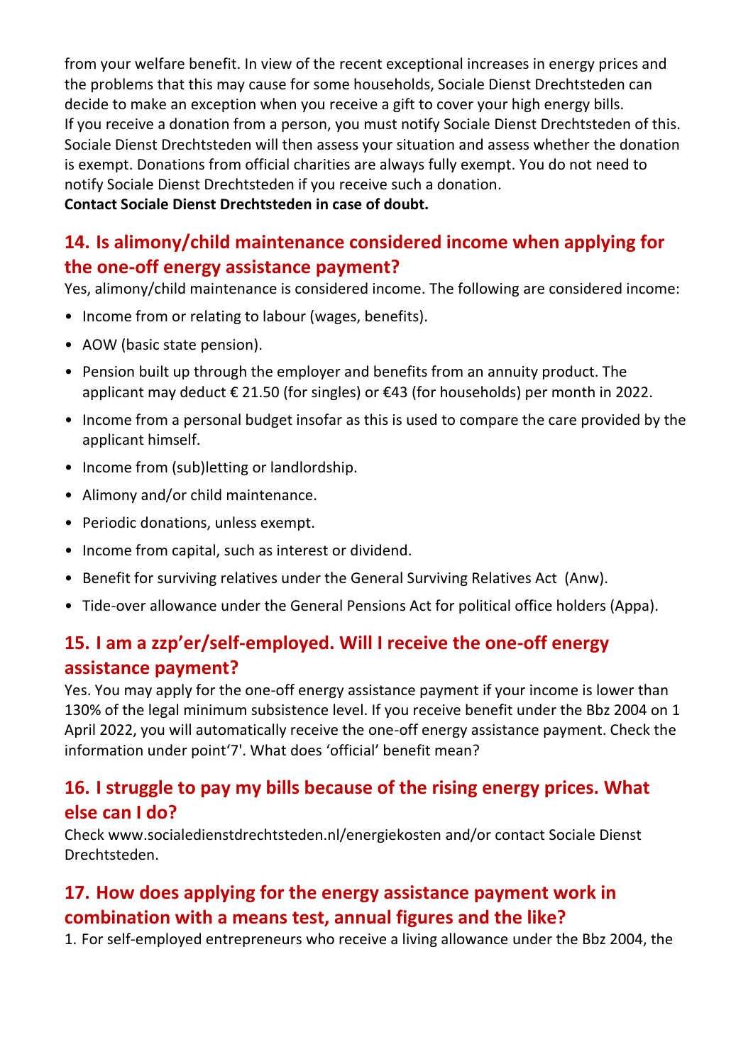from your welfare benefit. In view of the recent exceptional increases in energy prices and the problems that this may cause for some households, Sociale Dienst Drechtsteden can decide to make an exception when you receive a gift to cover your high energy bills.
If you receive a donation from a person, you must notify Sociale Dienst Drechtsteden of this. Sociale Dienst Drechtsteden will then assess your situation and assess whether the donation is exempt. Donations from official charities are always fully exempt. You do not need to notify Sociale Dienst Drechtsteden if you receive such a donation.
**Contact Sociale Dienst Drechtsteden in case of doubt.**

## 14. Is alimony/child maintenance considered income when applying for the one-off energy assistance payment?

Yes, alimony/child maintenance is considered income. The following are considered income:

- Income from or relating to labour (wages, benefits).
- AOW (basic state pension).
- Pension built up through the employer and benefits from an annuity product. The applicant may deduct € 21.50 (for singles) or €43 (for households) per month in 2022.
- Income from a personal budget insofar as this is used to compare the care provided by the applicant himself.
- Income from (sub)letting or landlordship.
- Alimony and/or child maintenance.
- Periodic donations, unless exempt.
- Income from capital, such as interest or dividend.
- Benefit for surviving relatives under the General Surviving Relatives Act (Anw).
- Tide-over allowance under the General Pensions Act for political office holders (Appa).

## 15. I am a zzp'er/self-employed. Will I receive the one-off energy assistance payment?

Yes. You may apply for the one-off energy assistance payment if your income is lower than 130% of the legal minimum subsistence level. If you receive benefit under the Bbz 2004 on 1 April 2022, you will automatically receive the one-off energy assistance payment. Check the information under point'7'. What does 'official' benefit mean?

## 16. I struggle to pay my bills because of the rising energy prices. What else can I do?

Check www.socialedienstdrechtsteden.nl/energiekosten and/or contact Sociale Dienst Drechtsteden.

## 17. How does applying for the energy assistance payment work in combination with a means test, annual figures and the like?

1. For self-employed entrepreneurs who receive a living allowance under the Bbz 2004, the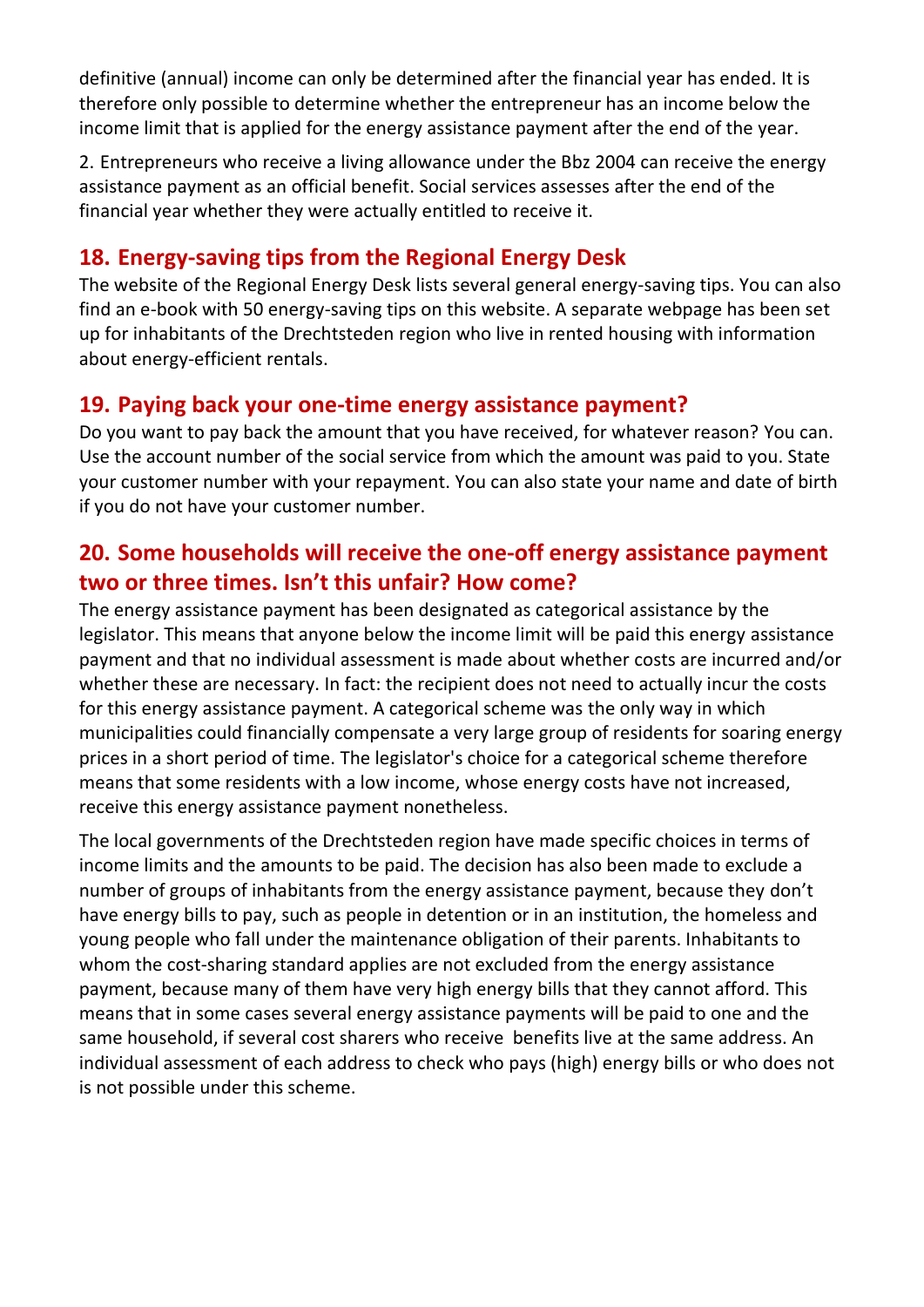definitive (annual) income can only be determined after the financial year has ended. It is therefore only possible to determine whether the entrepreneur has an income below the income limit that is applied for the energy assistance payment after the end of the year.

2. Entrepreneurs who receive a living allowance under the Bbz 2004 can receive the energy assistance payment as an official benefit. Social services assesses after the end of the financial year whether they were actually entitled to receive it.

## 18. Energy-saving tips from the Regional Energy Desk

The website of the Regional Energy Desk lists several general energy-saving tips. You can also find an e-book with 50 energy-saving tips on this website. A separate webpage has been set up for inhabitants of the Drechtsteden region who live in rented housing with information about energy-efficient rentals.

## 19. Paying back your one-time energy assistance payment?

Do you want to pay back the amount that you have received, for whatever reason? You can. Use the account number of the social service from which the amount was paid to you. State your customer number with your repayment. You can also state your name and date of birth if you do not have your customer number.

## 20. Some households will receive the one-off energy assistance payment two or three times. Isn't this unfair? How come?

The energy assistance payment has been designated as categorical assistance by the legislator. This means that anyone below the income limit will be paid this energy assistance payment and that no individual assessment is made about whether costs are incurred and/or whether these are necessary. In fact: the recipient does not need to actually incur the costs for this energy assistance payment. A categorical scheme was the only way in which municipalities could financially compensate a very large group of residents for soaring energy prices in a short period of time. The legislator's choice for a categorical scheme therefore means that some residents with a low income, whose energy costs have not increased, receive this energy assistance payment nonetheless.

The local governments of the Drechtsteden region have made specific choices in terms of income limits and the amounts to be paid. The decision has also been made to exclude a number of groups of inhabitants from the energy assistance payment, because they don't have energy bills to pay, such as people in detention or in an institution, the homeless and young people who fall under the maintenance obligation of their parents. Inhabitants to whom the cost-sharing standard applies are not excluded from the energy assistance payment, because many of them have very high energy bills that they cannot afford. This means that in some cases several energy assistance payments will be paid to one and the same household, if several cost sharers who receive benefits live at the same address. An individual assessment of each address to check who pays (high) energy bills or who does not is not possible under this scheme.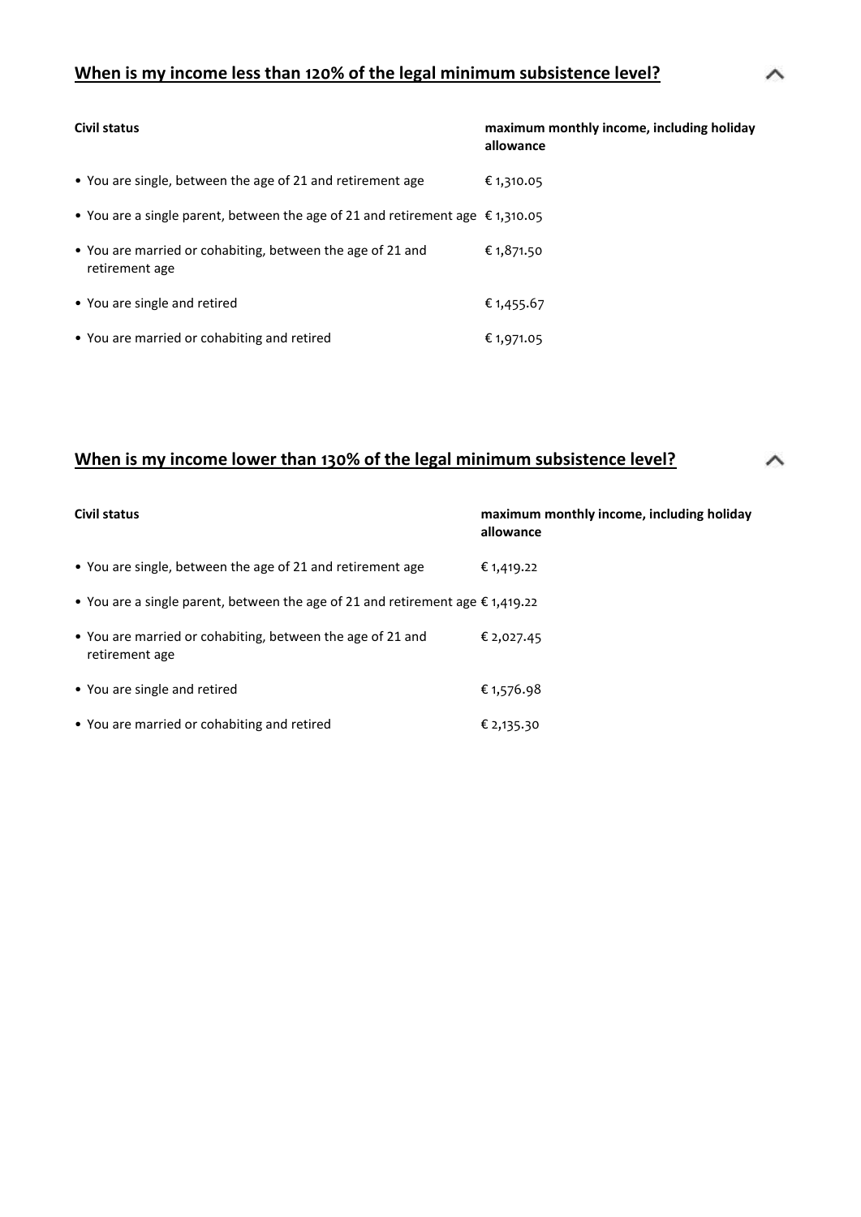## When is my income less than 120% of the legal minimum subsistence level?

| Civil status | maximum monthly income, including holiday allowance |
|---|---|
| • You are single, between the age of 21 and retirement age | € 1,310.05 |
| • You are a single parent, between the age of 21 and retirement age | € 1,310.05 |
| • You are married or cohabiting, between the age of 21 and retirement age | € 1,871.50 |
| • You are single and retired | € 1,455.67 |
| • You are married or cohabiting and retired | € 1,971.05 |

## When is my income lower than 130% of the legal minimum subsistence level?

| Civil status | maximum monthly income, including holiday allowance |
|---|---|
| • You are single, between the age of 21 and retirement age | € 1,419.22 |
| • You are a single parent, between the age of 21 and retirement age | € 1,419.22 |
| • You are married or cohabiting, between the age of 21 and retirement age | € 2,027.45 |
| • You are single and retired | € 1,576.98 |
| • You are married or cohabiting and retired | € 2,135.30 |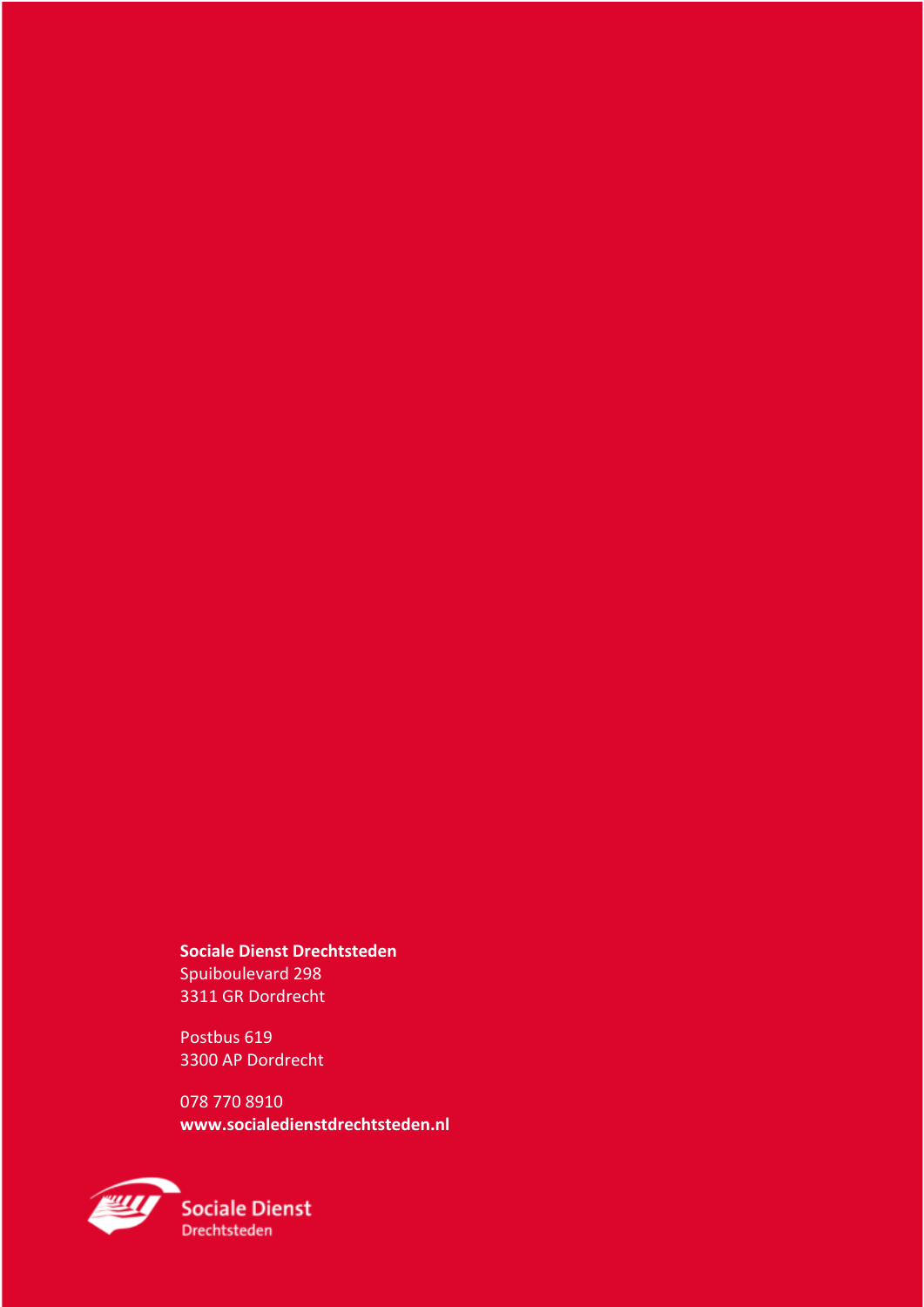**Sociale Dienst Drechtsteden**
Spuiboulevard 298
3311 GR Dordrecht

Postbus 619
3300 AP Dordrecht

078 770 8910
**www.socialedienstdrechtsteden.nl**

Sociale Dienst
Drechtsteden